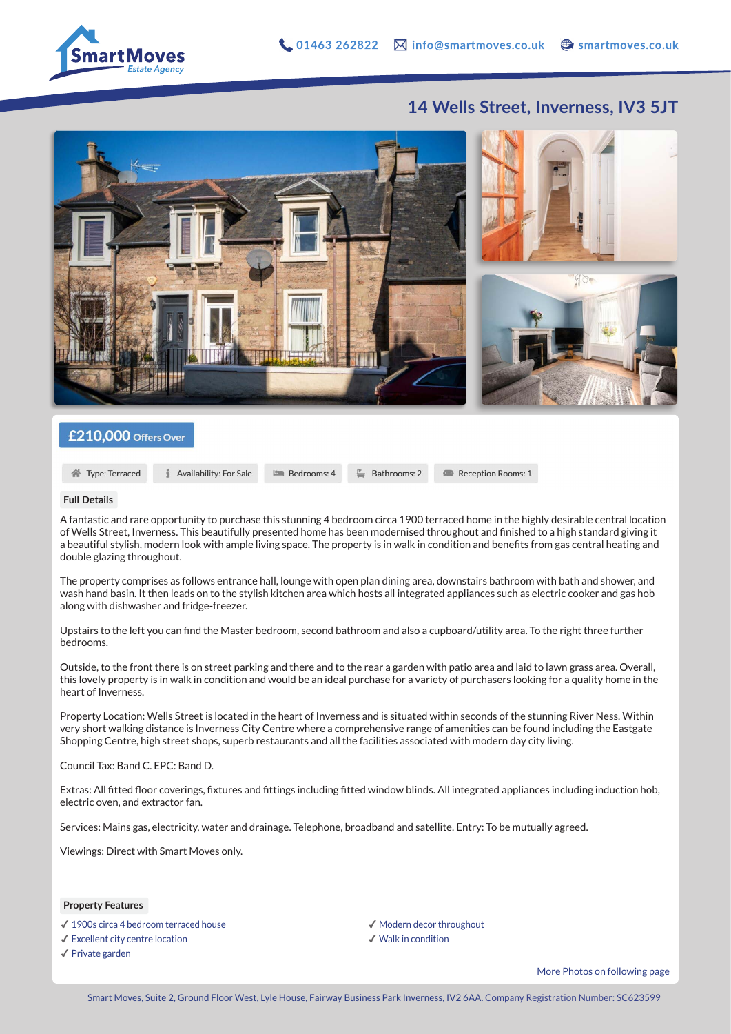SmartMoves Estate Agency

01463 262822 info@smartmoves.co.uk smartmoves.co.uk

# 14 Wells Street, Inverness, IV3 5JT

## £210,000 Offers Over

Type: Terraced | Availability: For Sale | Bedrooms: 4 | Bathrooms: 2 | Reception Rooms: 1

### Full Details

A fantastic and rare opportunity to purchase this stunning 4 bedroom circa 1900 terraced home in the highly desirable central location of Wells Street, Inverness. This beautifully presented home has been modernised throughout and finished to a high standard giving it a beautiful stylish, modern look with ample living space. The property is in walk in condition and benefits from gas central heating and double glazing throughout.

The property comprises as follows entrance hall, lounge with open plan dining area, downstairs bathroom with bath and shower, and wash hand basin. It then leads on to the stylish kitchen area which hosts all integrated appliances such as electric cooker and gas hob along with dishwasher and fridge-freezer.

Upstairs to the left you can find the Master bedroom, second bathroom and also a cupboard/utility area. To the right three further bedrooms.

Outside, to the front there is on street parking and there and to the rear a garden with patio area and laid to lawn grass area. Overall, this lovely property is in walk in condition and would be an ideal purchase for a variety of purchasers looking for a quality home in the heart of Inverness.

Property Location: Wells Street is located in the heart of Inverness and is situated within seconds of the stunning River Ness. Within very short walking distance is Inverness City Centre where a comprehensive range of amenities can be found including the Eastgate Shopping Centre, high street shops, superb restaurants and all the facilities associated with modern day city living.

Council Tax: Band C. EPC: Band D.

Extras: All fitted floor coverings, fixtures and fittings including fitted window blinds. All integrated appliances including induction hob, electric oven, and extractor fan.

Services: Mains gas, electricity, water and drainage. Telephone, broadband and satellite. Entry: To be mutually agreed.

Viewings: Direct with Smart Moves only.

### Property Features

- ✓ 1900s circa 4 bedroom terraced house
- ✓ Excellent city centre location
- ✓ Private garden
- ✓ Modern decor throughout
- ✓ Walk in condition

More Photos on following page

Smart Moves, Suite 2, Ground Floor West, Lyle House, Fairway Business Park Inverness, IV2 6AA. Company Registration Number: SC623599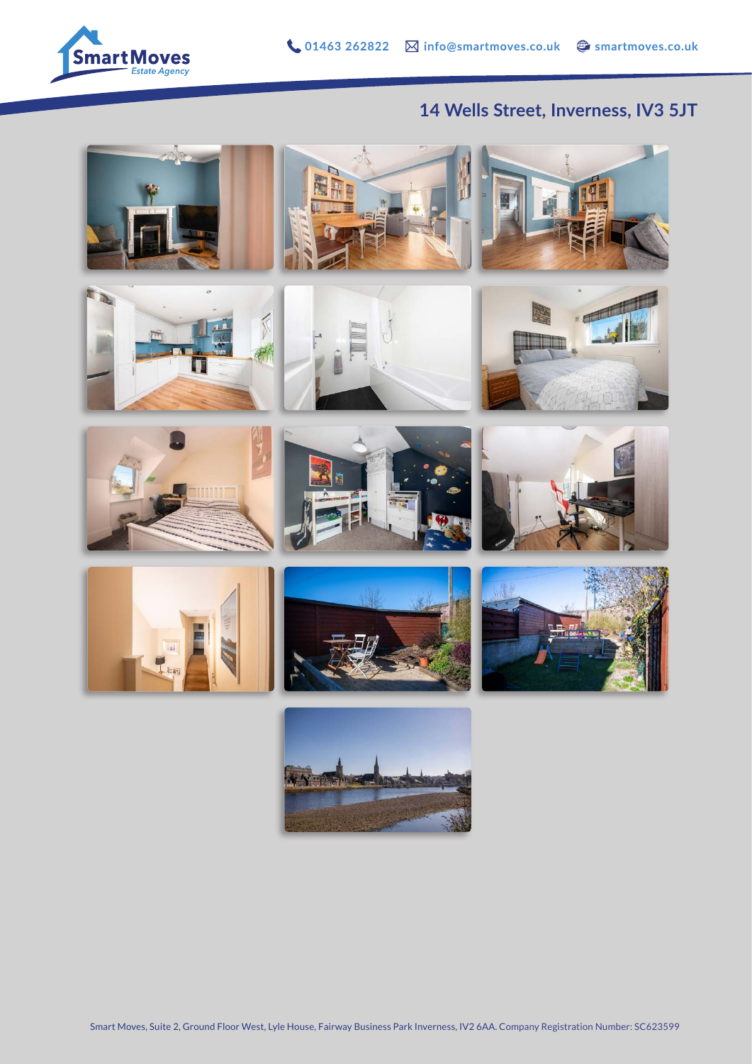01463 262822 info@smartmoves.co.uk smartmoves.co.uk

## 14 Wells Street, Inverness, IV3 5JT

Smart Moves, Suite 2, Ground Floor West, Lyle House, Fairway Business Park Inverness, IV2 6AA. Company Registration Number: SC623599